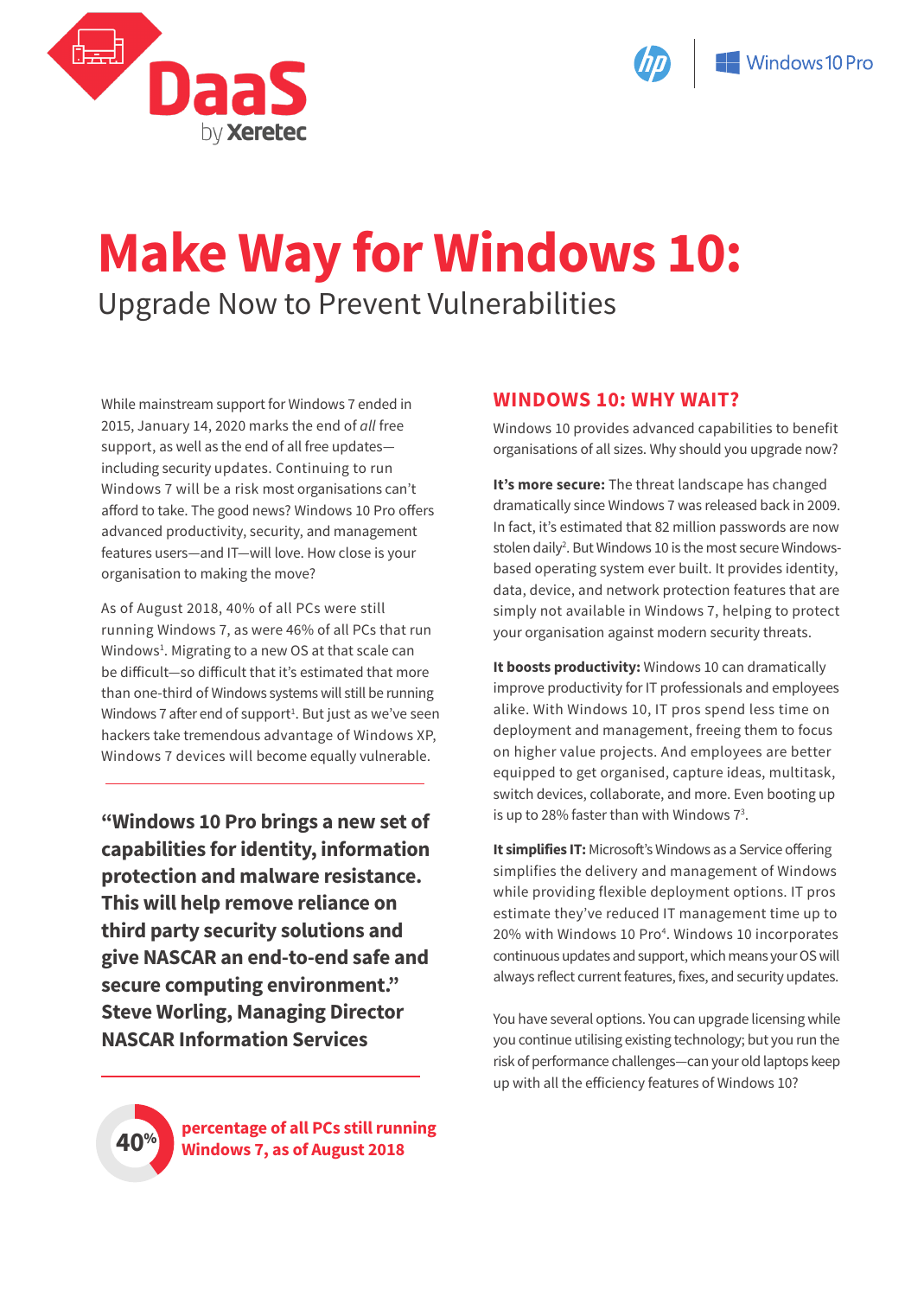DaaS by Xeretec

Windows 10 Pro

# Make Way for Windows 10:

## Upgrade Now to Prevent Vulnerabilities

While mainstream support for Windows 7 ended in 2015, January 14, 2020 marks the end of *all* free support, as well as the end of all free updates—including security updates. Continuing to run Windows 7 will be a risk most organisations can't afford to take. The good news? Windows 10 Pro offers advanced productivity, security, and management features users—and IT—will love. How close is your organisation to making the move?

As of August 2018, 40% of all PCs were still running Windows 7, as were 46% of all PCs that run Windows[1]. Migrating to a new OS at that scale can be difficult—so difficult that it's estimated that more than one-third of Windows systems will still be running Windows 7 after end of support[1]. But just as we've seen hackers take tremendous advantage of Windows XP, Windows 7 devices will become equally vulnerable.

**"Windows 10 Pro brings a new set of capabilities for identity, information protection and malware resistance. This will help remove reliance on third party security solutions and give NASCAR an end-to-end safe and secure computing environment." Steve Worling, Managing Director NASCAR Information Services**

**40%** **percentage of all PCs still running Windows 7, as of August 2018**

## WINDOWS 10: WHY WAIT?

Windows 10 provides advanced capabilities to benefit organisations of all sizes. Why should you upgrade now?

**It's more secure:** The threat landscape has changed dramatically since Windows 7 was released back in 2009. In fact, it's estimated that 82 million passwords are now stolen daily[2]. But Windows 10 is the most secure Windows-based operating system ever built. It provides identity, data, device, and network protection features that are simply not available in Windows 7, helping to protect your organisation against modern security threats.

**It boosts productivity:** Windows 10 can dramatically improve productivity for IT professionals and employees alike. With Windows 10, IT pros spend less time on deployment and management, freeing them to focus on higher value projects. And employees are better equipped to get organised, capture ideas, multitask, switch devices, collaborate, and more. Even booting up is up to 28% faster than with Windows 7[3].

**It simplifies IT:** Microsoft's Windows as a Service offering simplifies the delivery and management of Windows while providing flexible deployment options. IT pros estimate they've reduced IT management time up to 20% with Windows 10 Pro[4]. Windows 10 incorporates continuous updates and support, which means your OS will always reflect current features, fixes, and security updates.

You have several options. You can upgrade licensing while you continue utilising existing technology; but you run the risk of performance challenges—can your old laptops keep up with all the efficiency features of Windows 10?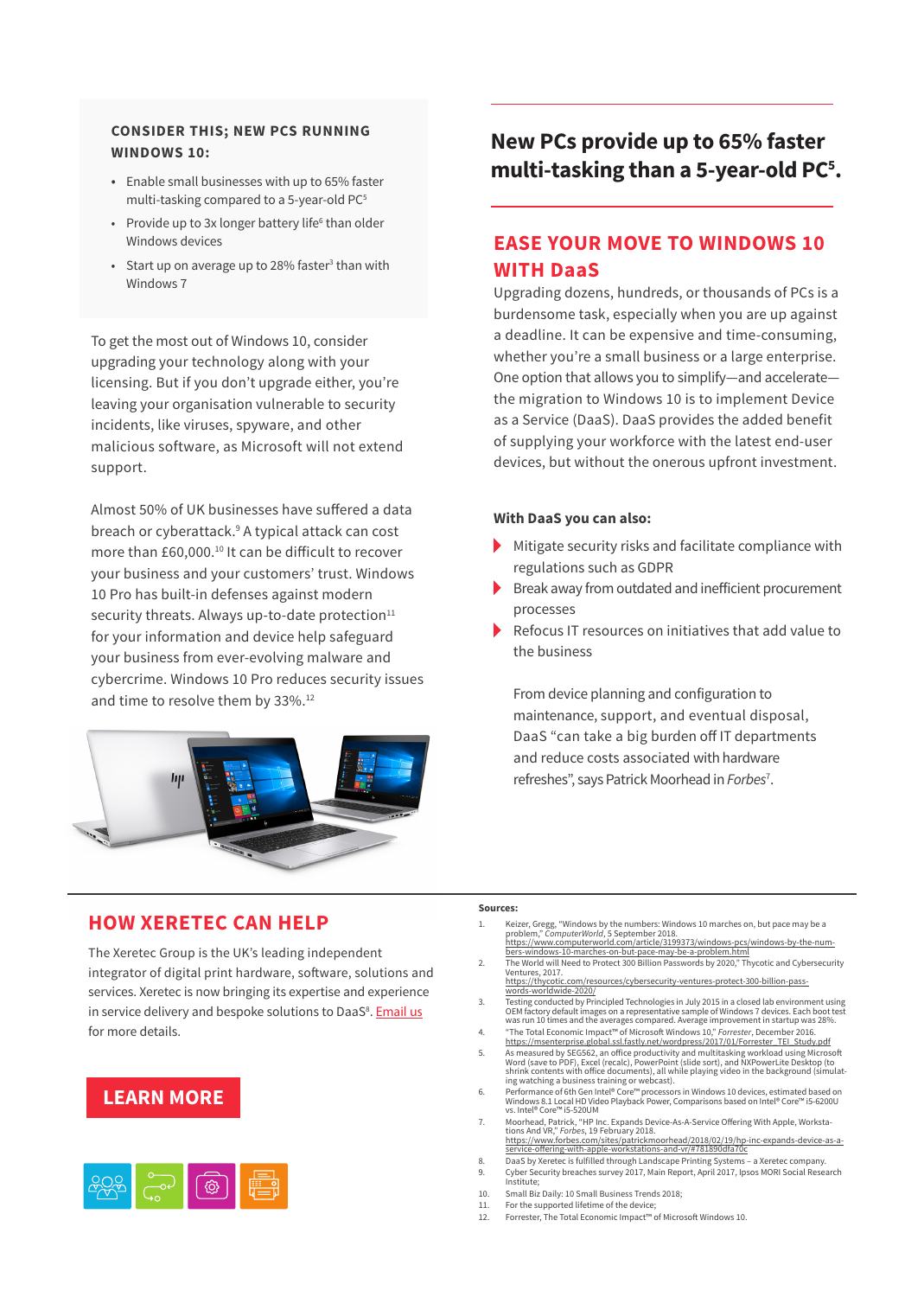**CONSIDER THIS; NEW PCS RUNNING WINDOWS 10:**

- Enable small businesses with up to 65% faster multi-tasking compared to a 5-year-old PC[5]
- Provide up to 3x longer battery life[6] than older Windows devices
- Start up on average up to 28% faster[3] than with Windows 7

To get the most out of Windows 10, consider upgrading your technology along with your licensing. But if you don't upgrade either, you're leaving your organisation vulnerable to security incidents, like viruses, spyware, and other malicious software, as Microsoft will not extend support.

Almost 50% of UK businesses have suffered a data breach or cyberattack.[9] A typical attack can cost more than £60,000.[10] It can be difficult to recover your business and your customers' trust. Windows 10 Pro has built-in defenses against modern security threats. Always up-to-date protection[11] for your information and device help safeguard your business from ever-evolving malware and cybercrime. Windows 10 Pro reduces security issues and time to resolve them by 33%.[12]

## New PCs provide up to 65% faster multi-tasking than a 5-year-old PC[5].

## EASE YOUR MOVE TO WINDOWS 10 WITH DaaS

Upgrading dozens, hundreds, or thousands of PCs is a burdensome task, especially when you are up against a deadline. It can be expensive and time-consuming, whether you're a small business or a large enterprise. One option that allows you to simplify—and accelerate—the migration to Windows 10 is to implement Device as a Service (DaaS). DaaS provides the added benefit of supplying your workforce with the latest end-user devices, but without the onerous upfront investment.

**With DaaS you can also:**

- Mitigate security risks and facilitate compliance with regulations such as GDPR
- Break away from outdated and inefficient procurement processes
- Refocus IT resources on initiatives that add value to the business

From device planning and configuration to maintenance, support, and eventual disposal, DaaS "can take a big burden off IT departments and reduce costs associated with hardware refreshes", says Patrick Moorhead in *Forbes*[7].

## HOW XERETEC CAN HELP

The Xeretec Group is the UK's leading independent integrator of digital print hardware, software, solutions and services. Xeretec is now bringing its expertise and experience in service delivery and bespoke solutions to DaaS[8]. Email us for more details.

LEARN MORE

**Sources:**

1. Keizer, Gregg, "Windows by the numbers: Windows 10 marches on, but pace may be a problem," *ComputerWorld*, 5 September 2018. https://www.computerworld.com/article/3199373/windows-pcs/windows-by-the-numbers-windows-10-marches-on-but-pace-may-be-a-problem.html
2. The World will Need to Protect 300 Billion Passwords by 2020," Thycotic and Cybersecurity Ventures, 2017. https://thycotic.com/resources/cybersecurity-ventures-protect-300-billion-pass-words-worldwide-2020/
3. Testing conducted by Principled Technologies in July 2015 in a closed lab environment using OEM factory default images on a representative sample of Windows 7 devices. Each boot test was run 10 times and the averages compared. Average improvement in startup was 28%.
4. "The Total Economic Impact™ of Microsoft Windows 10," *Forrester*, December 2016. https://msenterprise.global.ssl.fastly.net/wordpress/2017/01/Forrester_TEI_Study.pdf
5. As measured by SEG562, an office productivity and multitasking workload using Microsoft Word (save to PDF), Excel (recalc), PowerPoint (slide sort), and NXPowerLite Desktop (to shrink contents with office documents), all while playing video in the background (simulating watching a business training or webcast).
6. Performance of 6th Gen Intel® Core™ processors in Windows 10 devices, estimated based on Windows 8.1 Local HD Video Playback Power, Comparisons based on Intel® Core™ i5-6200U vs. Intel® Core™ i5-520UM
7. Moorhead, Patrick, "HP Inc. Expands Device-As-A-Service Offering With Apple, Workstations And VR," *Forbes*, 19 February 2018. https://www.forbes.com/sites/patrickmoorhead/2018/02/19/hp-inc-expands-device-as-a-service-offering-with-apple-workstations-and-vr/#781890dfa70c
8. DaaS by Xeretec is fulfilled through Landscape Printing Systems – a Xeretec company.
9. Cyber Security breaches survey 2017, Main Report, April 2017, Ipsos MORI Social Research Institute;
10. Small Biz Daily: 10 Small Business Trends 2018;
11. For the supported lifetime of the device;
12. Forrester, The Total Economic Impact™ of Microsoft Windows 10.